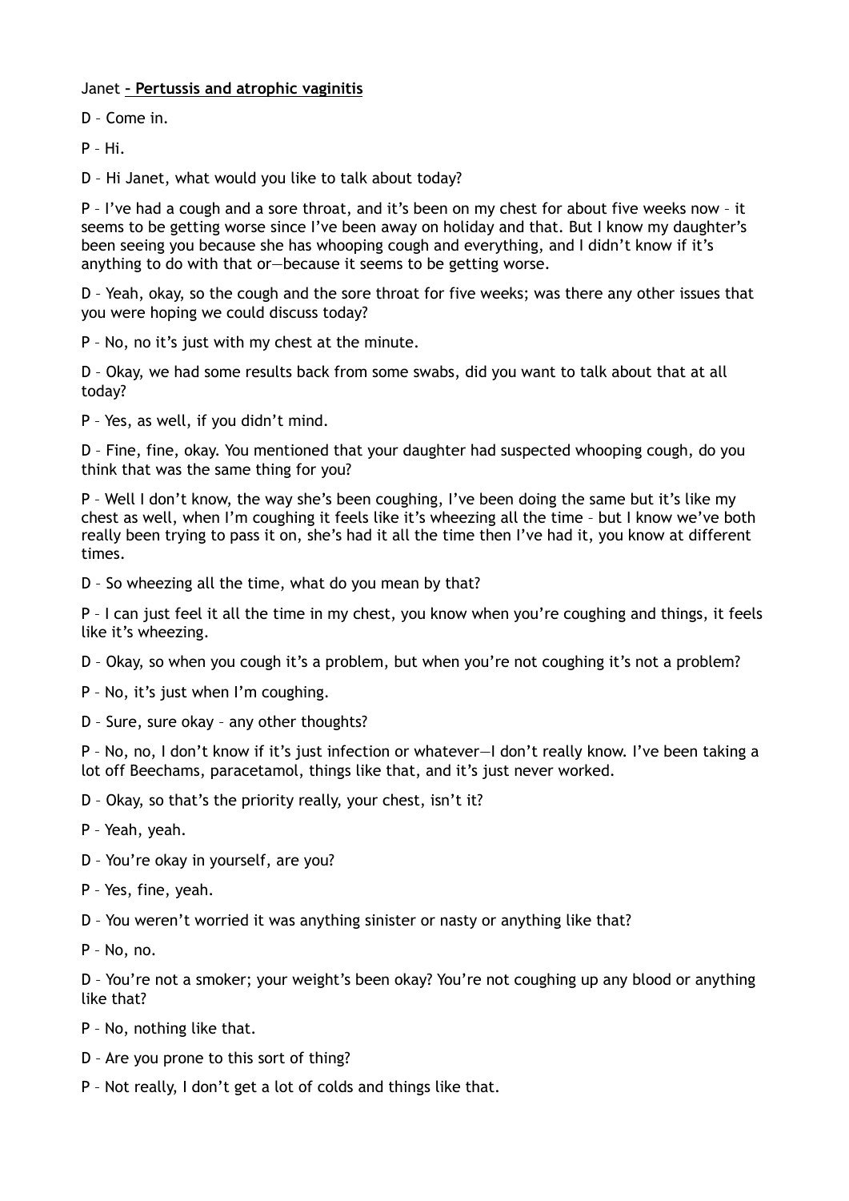Janet **– Pertussis and atrophic vaginitis**

D – Come in.

P – Hi.

D – Hi Janet, what would you like to talk about today?

P – I've had a cough and a sore throat, and it's been on my chest for about five weeks now – it seems to be getting worse since I've been away on holiday and that. But I know my daughter's been seeing you because she has whooping cough and everything, and I didn't know if it's anything to do with that or—because it seems to be getting worse.

D – Yeah, okay, so the cough and the sore throat for five weeks; was there any other issues that you were hoping we could discuss today?

P – No, no it's just with my chest at the minute.

D – Okay, we had some results back from some swabs, did you want to talk about that at all today?

P – Yes, as well, if you didn't mind.

D – Fine, fine, okay. You mentioned that your daughter had suspected whooping cough, do you think that was the same thing for you?

P – Well I don't know, the way she's been coughing, I've been doing the same but it's like my chest as well, when I'm coughing it feels like it's wheezing all the time – but I know we've both really been trying to pass it on, she's had it all the time then I've had it, you know at different times.

D – So wheezing all the time, what do you mean by that?

P – I can just feel it all the time in my chest, you know when you're coughing and things, it feels like it's wheezing.

D – Okay, so when you cough it's a problem, but when you're not coughing it's not a problem?

P – No, it's just when I'm coughing.

D – Sure, sure okay – any other thoughts?

P – No, no, I don't know if it's just infection or whatever—I don't really know. I've been taking a lot off Beechams, paracetamol, things like that, and it's just never worked.

D – Okay, so that's the priority really, your chest, isn't it?

P – Yeah, yeah.

D – You're okay in yourself, are you?

P – Yes, fine, yeah.

D – You weren't worried it was anything sinister or nasty or anything like that?

P – No, no.

D – You're not a smoker; your weight's been okay? You're not coughing up any blood or anything like that?

P – No, nothing like that.

D – Are you prone to this sort of thing?

P – Not really, I don't get a lot of colds and things like that.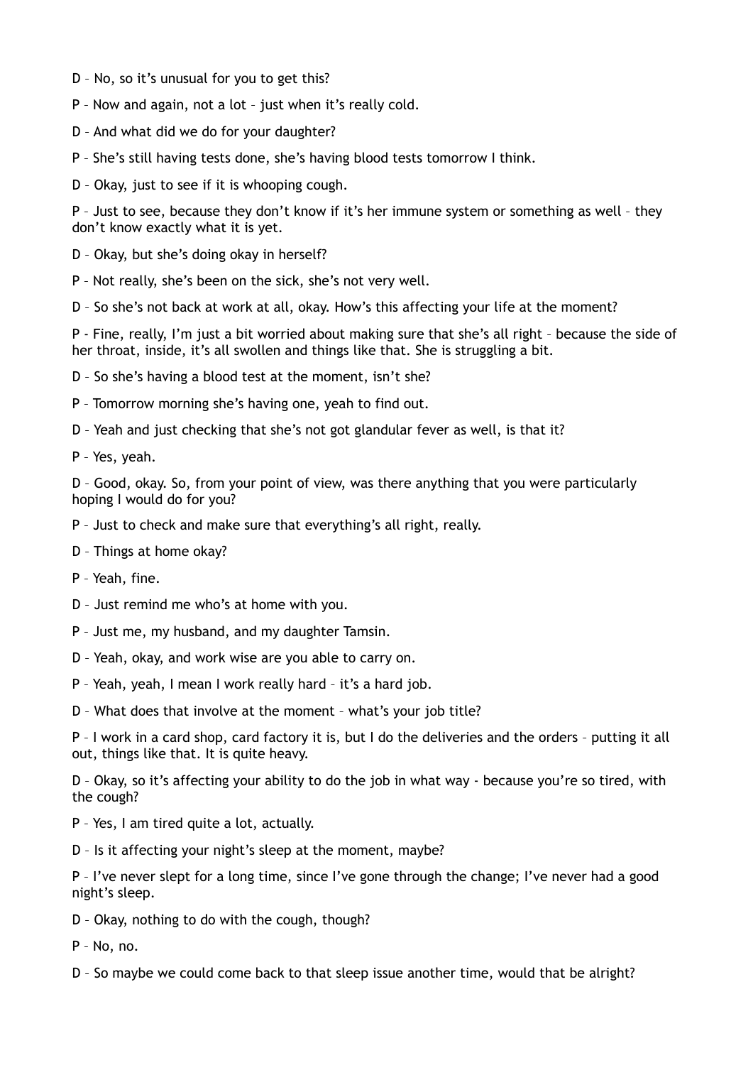D – No, so it’s unusual for you to get this?

P – Now and again, not a lot – just when it’s really cold.

D – And what did we do for your daughter?

P – She’s still having tests done, she’s having blood tests tomorrow I think.

D – Okay, just to see if it is whooping cough.

P – Just to see, because they don’t know if it’s her immune system or something as well – they don’t know exactly what it is yet.

D – Okay, but she’s doing okay in herself?

P – Not really, she’s been on the sick, she’s not very well.

D – So she’s not back at work at all, okay. How’s this affecting your life at the moment?

P - Fine, really, I’m just a bit worried about making sure that she’s all right – because the side of her throat, inside, it’s all swollen and things like that. She is struggling a bit.

D – So she’s having a blood test at the moment, isn’t she?

P – Tomorrow morning she’s having one, yeah to find out.

D – Yeah and just checking that she’s not got glandular fever as well, is that it?

P – Yes, yeah.

D – Good, okay. So, from your point of view, was there anything that you were particularly hoping I would do for you?

P – Just to check and make sure that everything’s all right, really.

D – Things at home okay?

P – Yeah, fine.

D – Just remind me who’s at home with you.

P – Just me, my husband, and my daughter Tamsin.

D – Yeah, okay, and work wise are you able to carry on.

P – Yeah, yeah, I mean I work really hard – it’s a hard job.

D – What does that involve at the moment – what’s your job title?

P – I work in a card shop, card factory it is, but I do the deliveries and the orders – putting it all out, things like that. It is quite heavy.

D – Okay, so it’s affecting your ability to do the job in what way - because you’re so tired, with the cough?

P – Yes, I am tired quite a lot, actually.

D – Is it affecting your night’s sleep at the moment, maybe?

P – I’ve never slept for a long time, since I’ve gone through the change; I’ve never had a good night’s sleep.

D – Okay, nothing to do with the cough, though?

P – No, no.

D – So maybe we could come back to that sleep issue another time, would that be alright?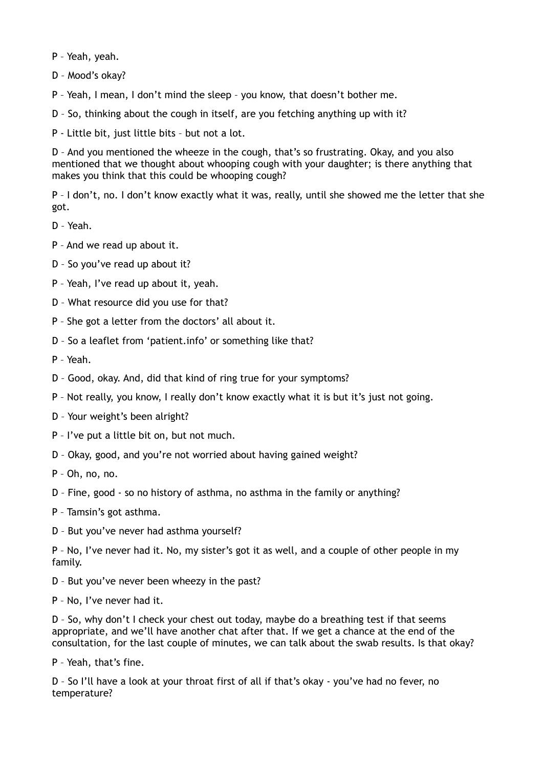P – Yeah, yeah.

D – Mood's okay?

P – Yeah, I mean, I don't mind the sleep – you know, that doesn't bother me.

D – So, thinking about the cough in itself, are you fetching anything up with it?

P - Little bit, just little bits – but not a lot.

D – And you mentioned the wheeze in the cough, that's so frustrating. Okay, and you also mentioned that we thought about whooping cough with your daughter; is there anything that makes you think that this could be whooping cough?

P – I don't, no. I don't know exactly what it was, really, until she showed me the letter that she got.

D – Yeah.

P – And we read up about it.

D – So you've read up about it?

P – Yeah, I've read up about it, yeah.

D – What resource did you use for that?

P – She got a letter from the doctors' all about it.

D – So a leaflet from 'patient.info' or something like that?

P – Yeah.

D – Good, okay. And, did that kind of ring true for your symptoms?

P – Not really, you know, I really don't know exactly what it is but it's just not going.

D – Your weight's been alright?

P – I've put a little bit on, but not much.

D – Okay, good, and you're not worried about having gained weight?

P – Oh, no, no.

D – Fine, good - so no history of asthma, no asthma in the family or anything?

P – Tamsin's got asthma.

D – But you've never had asthma yourself?

P – No, I've never had it. No, my sister's got it as well, and a couple of other people in my family.

D – But you've never been wheezy in the past?

P – No, I've never had it.

D – So, why don't I check your chest out today, maybe do a breathing test if that seems appropriate, and we'll have another chat after that. If we get a chance at the end of the consultation, for the last couple of minutes, we can talk about the swab results. Is that okay?

P – Yeah, that's fine.

D – So I'll have a look at your throat first of all if that's okay - you've had no fever, no temperature?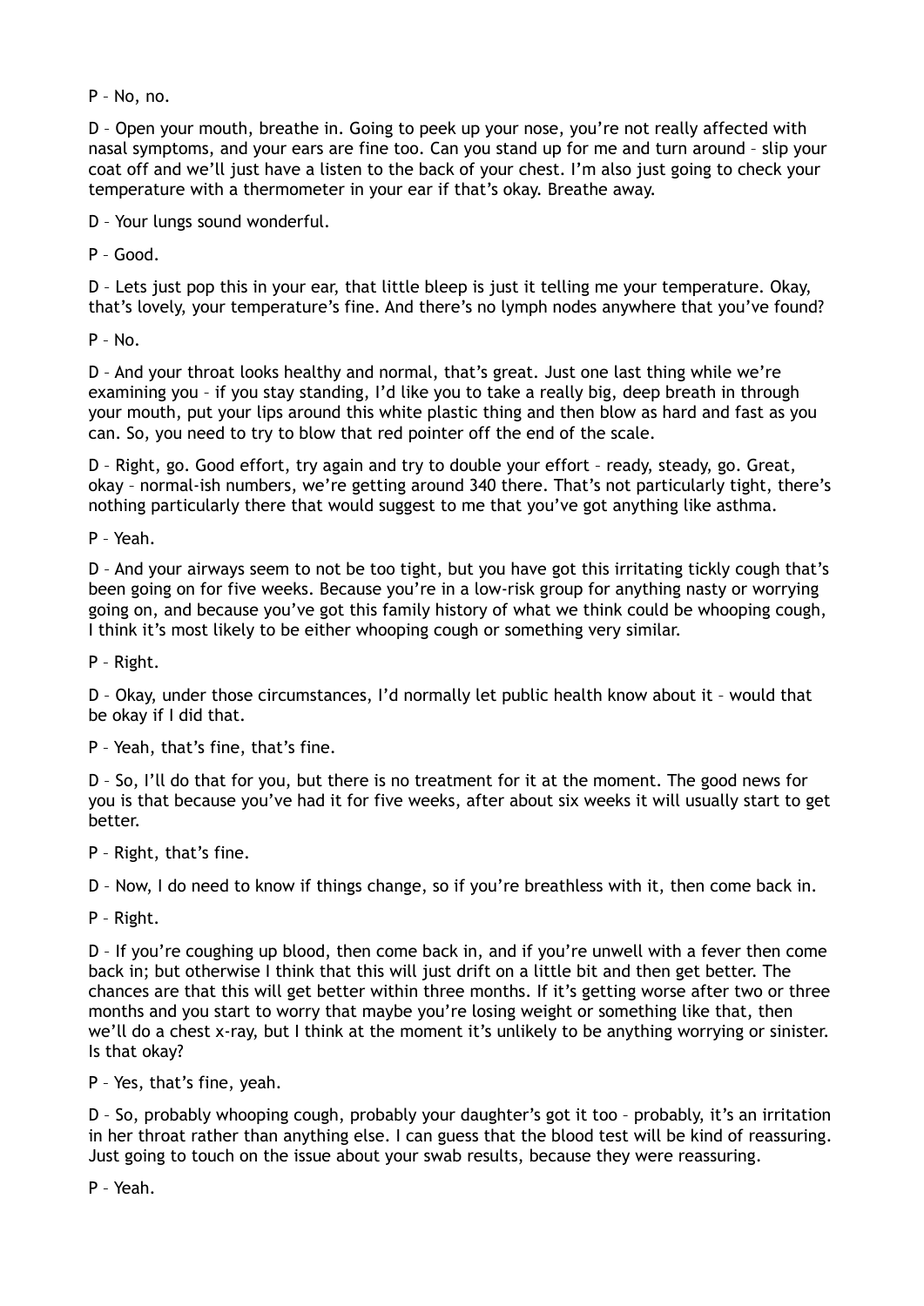P – No, no.

D – Open your mouth, breathe in. Going to peek up your nose, you're not really affected with nasal symptoms, and your ears are fine too. Can you stand up for me and turn around – slip your coat off and we'll just have a listen to the back of your chest. I'm also just going to check your temperature with a thermometer in your ear if that's okay. Breathe away.

D – Your lungs sound wonderful.

P – Good.

D – Lets just pop this in your ear, that little bleep is just it telling me your temperature. Okay, that's lovely, your temperature's fine. And there's no lymph nodes anywhere that you've found?

P – No.

D – And your throat looks healthy and normal, that's great. Just one last thing while we're examining you – if you stay standing, I'd like you to take a really big, deep breath in through your mouth, put your lips around this white plastic thing and then blow as hard and fast as you can. So, you need to try to blow that red pointer off the end of the scale.

D – Right, go. Good effort, try again and try to double your effort – ready, steady, go. Great, okay – normal-ish numbers, we're getting around 340 there. That's not particularly tight, there's nothing particularly there that would suggest to me that you've got anything like asthma.

P – Yeah.

D – And your airways seem to not be too tight, but you have got this irritating tickly cough that's been going on for five weeks. Because you're in a low-risk group for anything nasty or worrying going on, and because you've got this family history of what we think could be whooping cough, I think it's most likely to be either whooping cough or something very similar.

P – Right.

D – Okay, under those circumstances, I'd normally let public health know about it – would that be okay if I did that.

P – Yeah, that's fine, that's fine.

D – So, I'll do that for you, but there is no treatment for it at the moment. The good news for you is that because you've had it for five weeks, after about six weeks it will usually start to get better.

P – Right, that's fine.

D – Now, I do need to know if things change, so if you're breathless with it, then come back in.

P – Right.

D – If you're coughing up blood, then come back in, and if you're unwell with a fever then come back in; but otherwise I think that this will just drift on a little bit and then get better. The chances are that this will get better within three months. If it's getting worse after two or three months and you start to worry that maybe you're losing weight or something like that, then we'll do a chest x-ray, but I think at the moment it's unlikely to be anything worrying or sinister. Is that okay?

P – Yes, that's fine, yeah.

D – So, probably whooping cough, probably your daughter's got it too – probably, it's an irritation in her throat rather than anything else. I can guess that the blood test will be kind of reassuring. Just going to touch on the issue about your swab results, because they were reassuring.

P – Yeah.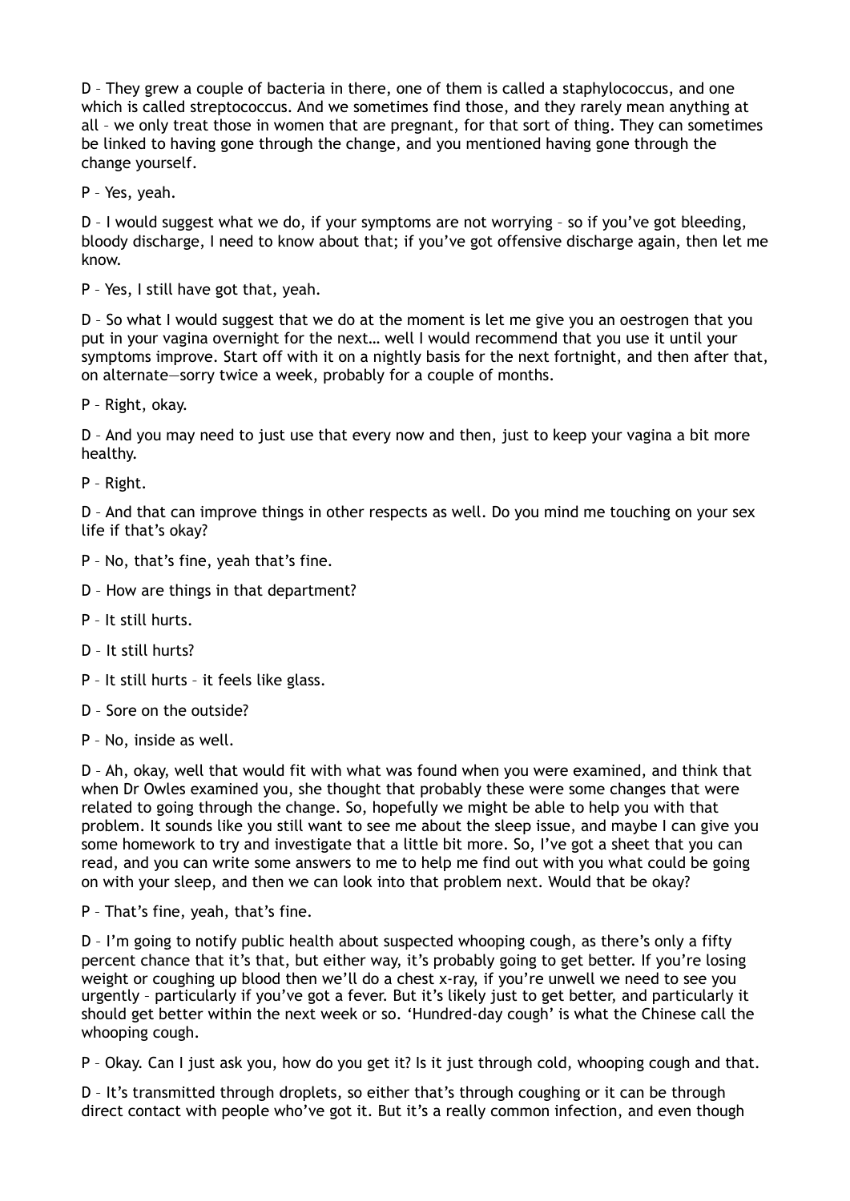D – They grew a couple of bacteria in there, one of them is called a staphylococcus, and one which is called streptococcus. And we sometimes find those, and they rarely mean anything at all – we only treat those in women that are pregnant, for that sort of thing. They can sometimes be linked to having gone through the change, and you mentioned having gone through the change yourself.

P – Yes, yeah.

D – I would suggest what we do, if your symptoms are not worrying – so if you've got bleeding, bloody discharge, I need to know about that; if you've got offensive discharge again, then let me know.

P – Yes, I still have got that, yeah.

D – So what I would suggest that we do at the moment is let me give you an oestrogen that you put in your vagina overnight for the next… well I would recommend that you use it until your symptoms improve. Start off with it on a nightly basis for the next fortnight, and then after that, on alternate—sorry twice a week, probably for a couple of months.

P – Right, okay.

D – And you may need to just use that every now and then, just to keep your vagina a bit more healthy.

P – Right.

D – And that can improve things in other respects as well. Do you mind me touching on your sex life if that's okay?

P – No, that's fine, yeah that's fine.

D – How are things in that department?

P – It still hurts.

D – It still hurts?

P – It still hurts – it feels like glass.

D – Sore on the outside?

P – No, inside as well.

D – Ah, okay, well that would fit with what was found when you were examined, and think that when Dr Owles examined you, she thought that probably these were some changes that were related to going through the change. So, hopefully we might be able to help you with that problem. It sounds like you still want to see me about the sleep issue, and maybe I can give you some homework to try and investigate that a little bit more. So, I've got a sheet that you can read, and you can write some answers to me to help me find out with you what could be going on with your sleep, and then we can look into that problem next. Would that be okay?

P – That's fine, yeah, that's fine.

D – I'm going to notify public health about suspected whooping cough, as there's only a fifty percent chance that it's that, but either way, it's probably going to get better. If you're losing weight or coughing up blood then we'll do a chest x-ray, if you're unwell we need to see you urgently – particularly if you've got a fever. But it's likely just to get better, and particularly it should get better within the next week or so. 'Hundred-day cough' is what the Chinese call the whooping cough.

P – Okay. Can I just ask you, how do you get it? Is it just through cold, whooping cough and that.

D – It's transmitted through droplets, so either that's through coughing or it can be through direct contact with people who've got it. But it's a really common infection, and even though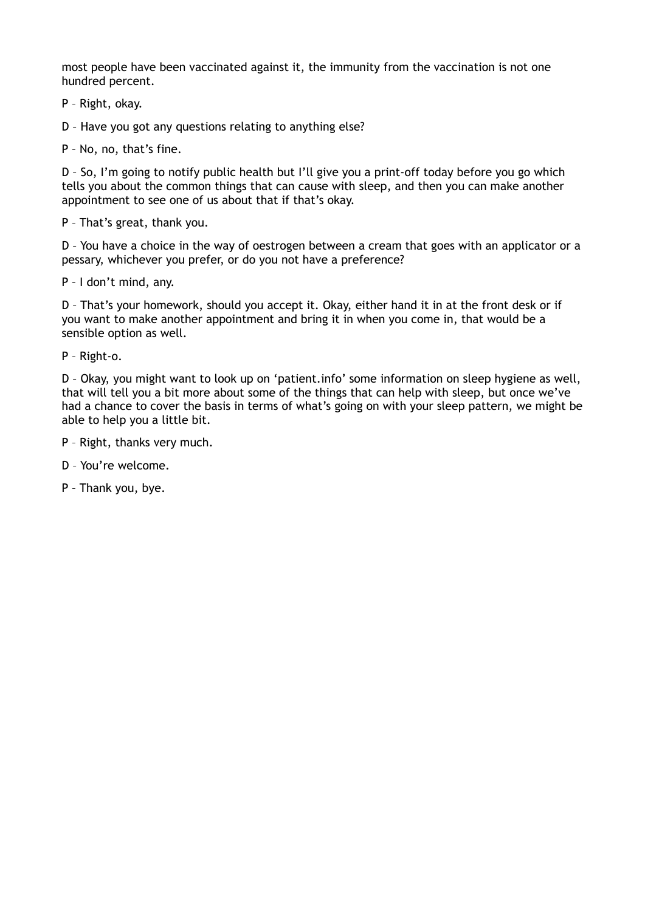most people have been vaccinated against it, the immunity from the vaccination is not one hundred percent.

P – Right, okay.

D – Have you got any questions relating to anything else?

P – No, no, that's fine.

D – So, I'm going to notify public health but I'll give you a print-off today before you go which tells you about the common things that can cause with sleep, and then you can make another appointment to see one of us about that if that's okay.

P – That's great, thank you.

D – You have a choice in the way of oestrogen between a cream that goes with an applicator or a pessary, whichever you prefer, or do you not have a preference?

P – I don't mind, any.

D – That's your homework, should you accept it. Okay, either hand it in at the front desk or if you want to make another appointment and bring it in when you come in, that would be a sensible option as well.

P – Right-o.

D – Okay, you might want to look up on 'patient.info' some information on sleep hygiene as well, that will tell you a bit more about some of the things that can help with sleep, but once we've had a chance to cover the basis in terms of what's going on with your sleep pattern, we might be able to help you a little bit.

P – Right, thanks very much.

D – You're welcome.

P – Thank you, bye.